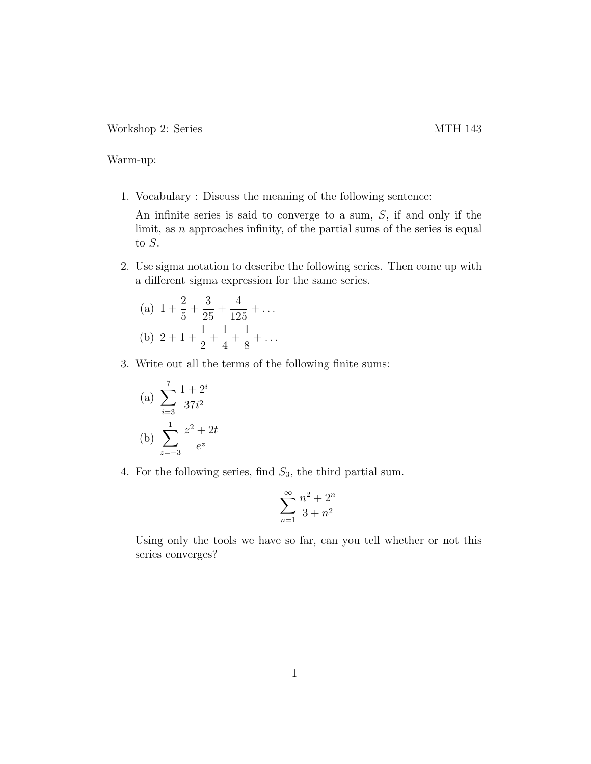Workshop 2: Series MTH 143

Warm-up:

1. Vocabulary : Discuss the meaning of the following sentence:

   An infinite series is said to converge to a sum, $S$, if and only if the limit, as $n$ approaches infinity, of the partial sums of the series is equal to $S$.

2. Use sigma notation to describe the following series. Then come up with a different sigma expression for the same series.

   (a) $1 + \frac{2}{5} + \frac{3}{25} + \frac{4}{125} + \ldots$

   (b) $2 + 1 + \frac{1}{2} + \frac{1}{4} + \frac{1}{8} + \ldots$

3. Write out all the terms of the following finite sums:

   (a) $\displaystyle\sum_{i=3}^{7} \frac{1+2^i}{37i^2}$

   (b) $\displaystyle\sum_{z=-3}^{1} \frac{z^2+2t}{e^z}$

4. For the following series, find $S_3$, the third partial sum.

$$\sum_{n=1}^{\infty} \frac{n^2+2^n}{3+n^2}$$

   Using only the tools we have so far, can you tell whether or not this series converges?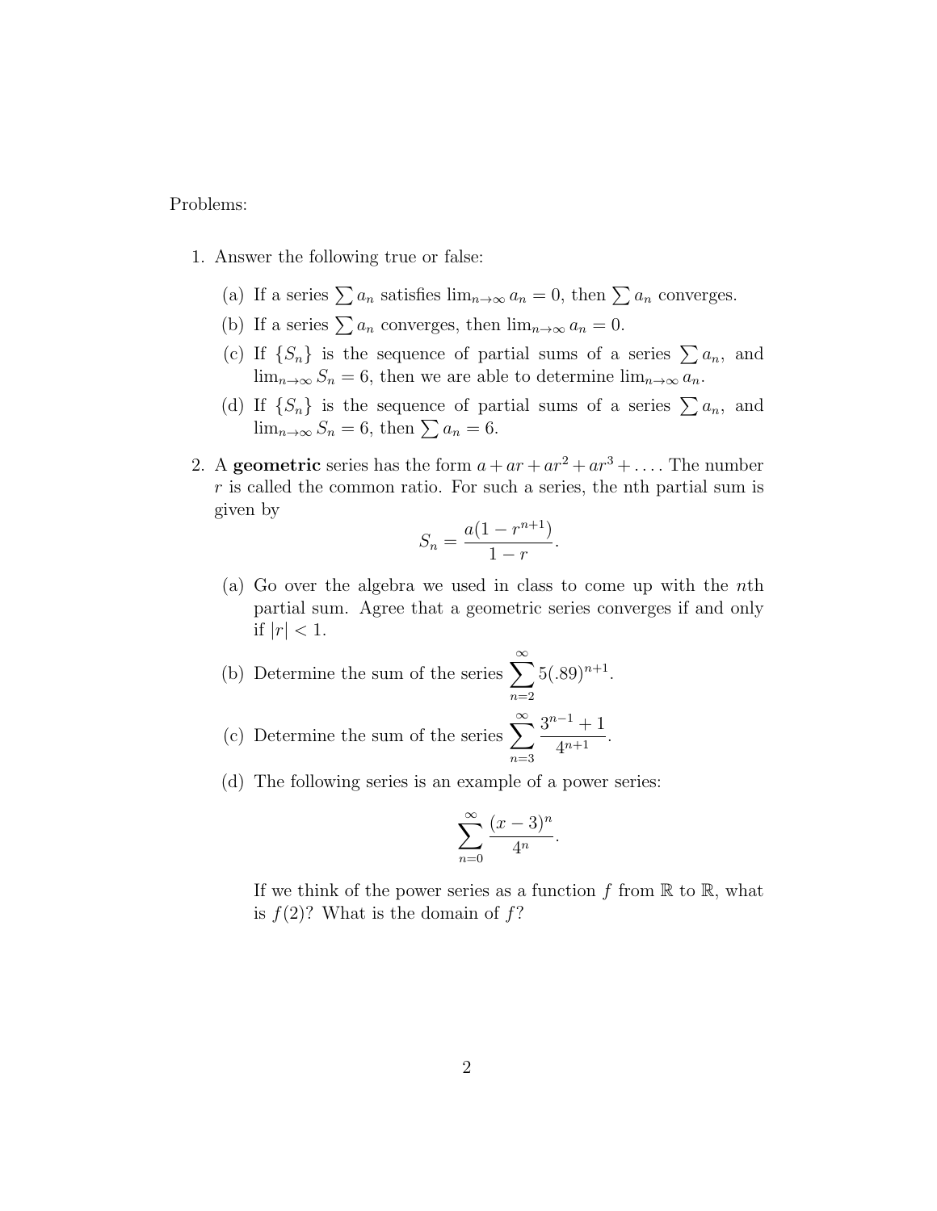Problems:

1. Answer the following true or false:

   (a) If a series $\sum a_n$ satisfies $\lim_{n\to\infty} a_n = 0$, then $\sum a_n$ converges.

   (b) If a series $\sum a_n$ converges, then $\lim_{n\to\infty} a_n = 0$.

   (c) If $\{S_n\}$ is the sequence of partial sums of a series $\sum a_n$, and $\lim_{n\to\infty} S_n = 6$, then we are able to determine $\lim_{n\to\infty} a_n$.

   (d) If $\{S_n\}$ is the sequence of partial sums of a series $\sum a_n$, and $\lim_{n\to\infty} S_n = 6$, then $\sum a_n = 6$.

2. A **geometric** series has the form $a + ar + ar^2 + ar^3 + \ldots$. The number $r$ is called the common ratio. For such a series, the nth partial sum is given by

$$S_n = \frac{a(1 - r^{n+1})}{1 - r}.$$

   (a) Go over the algebra we used in class to come up with the $n$th partial sum. Agree that a geometric series converges if and only if $|r| < 1$.

   (b) Determine the sum of the series $\displaystyle\sum_{n=2}^{\infty} 5(.89)^{n+1}$.

   (c) Determine the sum of the series $\displaystyle\sum_{n=3}^{\infty} \frac{3^{n-1} + 1}{4^{n+1}}$.

   (d) The following series is an example of a power series:

$$\sum_{n=0}^{\infty} \frac{(x-3)^n}{4^n}.$$

   If we think of the power series as a function $f$ from $\mathbb{R}$ to $\mathbb{R}$, what is $f(2)$? What is the domain of $f$?